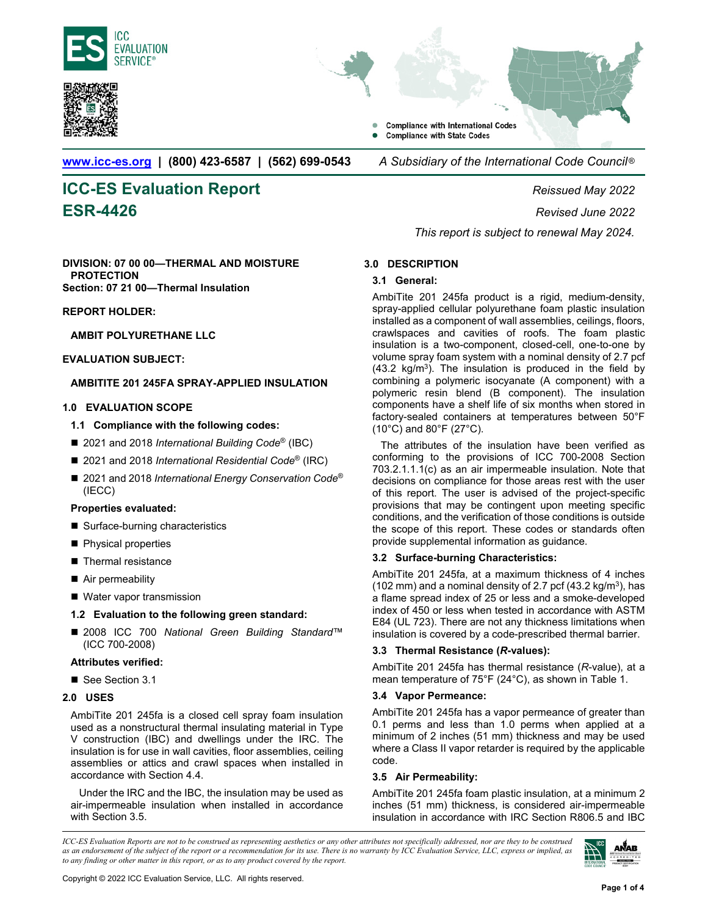ICC EVALUATION SERVICE®

- Compliance with International Codes
- Compliance with State Codes

www.icc-es.org | (800) 423-6587 | (562) 699-0543    *A Subsidiary of the International Code Council®*

# ICC-ES Evaluation Report
# ESR-4426

*Reissued May 2022*

*Revised June 2022*

*This report is subject to renewal May 2024.*

**DIVISION: 07 00 00—THERMAL AND MOISTURE PROTECTION**
**Section: 07 21 00—Thermal Insulation**

**REPORT HOLDER:**

**AMBIT POLYURETHANE LLC**

**EVALUATION SUBJECT:**

**AMBITITE 201 245FA SPRAY-APPLIED INSULATION**

## 1.0 EVALUATION SCOPE

### 1.1 Compliance with the following codes:

- 2021 and 2018 *International Building Code®* (IBC)
- 2021 and 2018 *International Residential Code®* (IRC)
- 2021 and 2018 *International Energy Conservation Code®* (IECC)

**Properties evaluated:**

- Surface-burning characteristics
- Physical properties
- Thermal resistance
- Air permeability
- Water vapor transmission

### 1.2 Evaluation to the following green standard:

- 2008 ICC 700 *National Green Building Standard*™ (ICC 700-2008)

**Attributes verified:**

- See Section 3.1

## 2.0 USES

AmbiTite 201 245fa is a closed cell spray foam insulation used as a nonstructural thermal insulating material in Type V construction (IBC) and dwellings under the IRC. The insulation is for use in wall cavities, floor assemblies, ceiling assemblies or attics and crawl spaces when installed in accordance with Section 4.4.

Under the IRC and the IBC, the insulation may be used as air-impermeable insulation when installed in accordance with Section 3.5.

## 3.0 DESCRIPTION

### 3.1 General:

AmbiTite 201 245fa product is a rigid, medium-density, spray-applied cellular polyurethane foam plastic insulation installed as a component of wall assemblies, ceilings, floors, crawlspaces and cavities of roofs. The foam plastic insulation is a two-component, closed-cell, one-to-one by volume spray foam system with a nominal density of 2.7 pcf (43.2 kg/m$^3$). The insulation is produced in the field by combining a polymeric isocyanate (A component) with a polymeric resin blend (B component). The insulation components have a shelf life of six months when stored in factory-sealed containers at temperatures between 50°F (10°C) and 80°F (27°C).

The attributes of the insulation have been verified as conforming to the provisions of ICC 700-2008 Section 703.2.1.1.1(c) as an air impermeable insulation. Note that decisions on compliance for those areas rest with the user of this report. The user is advised of the project-specific provisions that may be contingent upon meeting specific conditions, and the verification of those conditions is outside the scope of this report. These codes or standards often provide supplemental information as guidance.

### 3.2 Surface-burning Characteristics:

AmbiTite 201 245fa, at a maximum thickness of 4 inches (102 mm) and a nominal density of 2.7 pcf (43.2 kg/m$^3$), has a flame spread index of 25 or less and a smoke-developed index of 450 or less when tested in accordance with ASTM E84 (UL 723). There are not any thickness limitations when insulation is covered by a code-prescribed thermal barrier.

### 3.3 Thermal Resistance (*R*-values):

AmbiTite 201 245fa has thermal resistance (*R*-value), at a mean temperature of 75°F (24°C), as shown in Table 1.

### 3.4 Vapor Permeance:

AmbiTite 201 245fa has a vapor permeance of greater than 0.1 perms and less than 1.0 perms when applied at a minimum of 2 inches (51 mm) thickness and may be used where a Class II vapor retarder is required by the applicable code.

### 3.5 Air Permeability:

AmbiTite 201 245fa foam plastic insulation, at a minimum 2 inches (51 mm) thickness, is considered air-impermeable insulation in accordance with IRC Section R806.5 and IBC

*ICC-ES Evaluation Reports are not to be construed as representing aesthetics or any other attributes not specifically addressed, nor are they to be construed as an endorsement of the subject of the report or a recommendation for its use. There is no warranty by ICC Evaluation Service, LLC, express or implied, as to any finding or other matter in this report, or as to any product covered by the report.*

Copyright © 2022 ICC Evaluation Service, LLC. All rights reserved.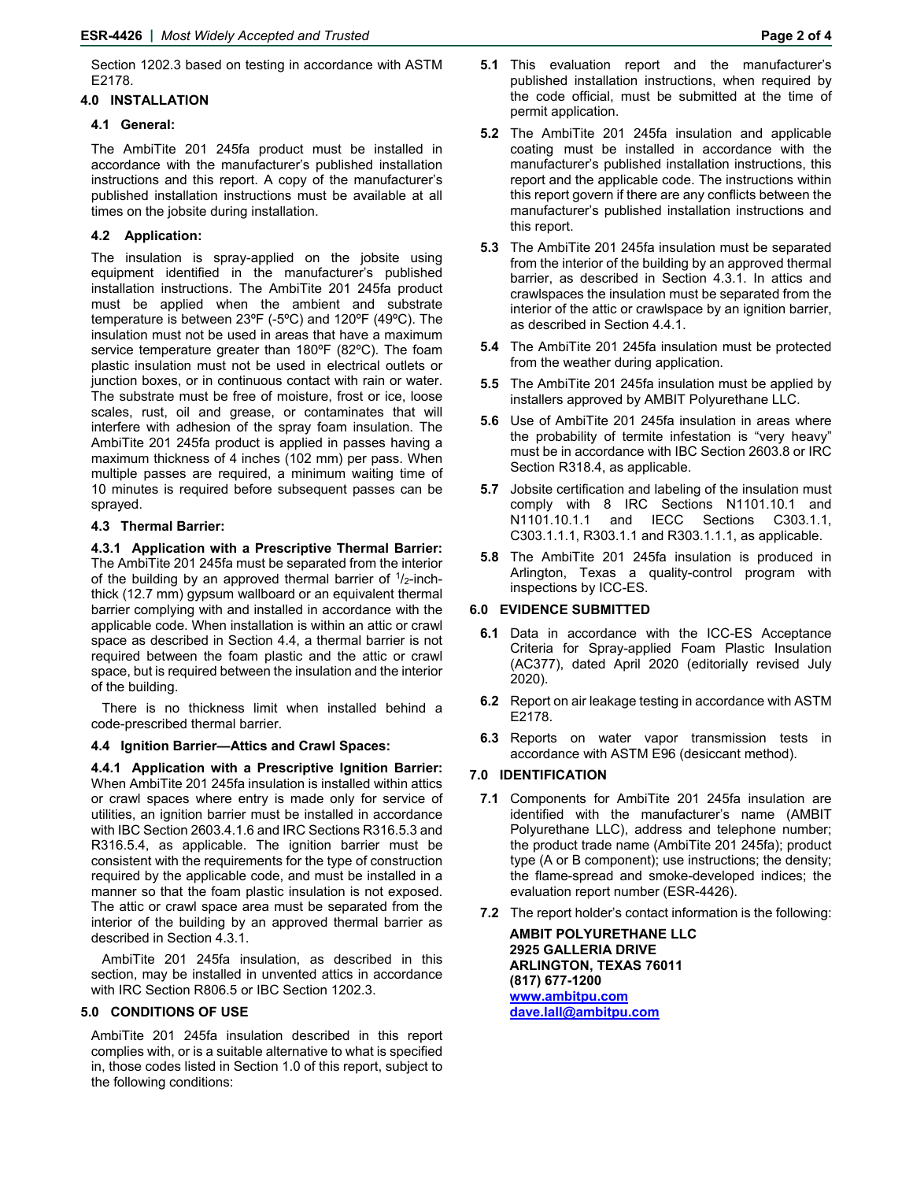Section 1202.3 based on testing in accordance with ASTM E2178.

## 4.0 INSTALLATION

### 4.1 General:

The AmbiTite 201 245fa product must be installed in accordance with the manufacturer's published installation instructions and this report. A copy of the manufacturer's published installation instructions must be available at all times on the jobsite during installation.

### 4.2 Application:

The insulation is spray-applied on the jobsite using equipment identified in the manufacturer's published installation instructions. The AmbiTite 201 245fa product must be applied when the ambient and substrate temperature is between 23ºF (-5ºC) and 120ºF (49ºC). The insulation must not be used in areas that have a maximum service temperature greater than 180ºF (82ºC). The foam plastic insulation must not be used in electrical outlets or junction boxes, or in continuous contact with rain or water. The substrate must be free of moisture, frost or ice, loose scales, rust, oil and grease, or contaminates that will interfere with adhesion of the spray foam insulation. The AmbiTite 201 245fa product is applied in passes having a maximum thickness of 4 inches (102 mm) per pass. When multiple passes are required, a minimum waiting time of 10 minutes is required before subsequent passes can be sprayed.

### 4.3 Thermal Barrier:

**4.3.1 Application with a Prescriptive Thermal Barrier:** The AmbiTite 201 245fa must be separated from the interior of the building by an approved thermal barrier of $^{1}/_{2}$-inch-thick (12.7 mm) gypsum wallboard or an equivalent thermal barrier complying with and installed in accordance with the applicable code. When installation is within an attic or crawl space as described in Section 4.4, a thermal barrier is not required between the foam plastic and the attic or crawl space, but is required between the insulation and the interior of the building.

There is no thickness limit when installed behind a code-prescribed thermal barrier.

### 4.4 Ignition Barrier—Attics and Crawl Spaces:

**4.4.1 Application with a Prescriptive Ignition Barrier:** When AmbiTite 201 245fa insulation is installed within attics or crawl spaces where entry is made only for service of utilities, an ignition barrier must be installed in accordance with IBC Section 2603.4.1.6 and IRC Sections R316.5.3 and R316.5.4, as applicable. The ignition barrier must be consistent with the requirements for the type of construction required by the applicable code, and must be installed in a manner so that the foam plastic insulation is not exposed. The attic or crawl space area must be separated from the interior of the building by an approved thermal barrier as described in Section 4.3.1.

AmbiTite 201 245fa insulation, as described in this section, may be installed in unvented attics in accordance with IRC Section R806.5 or IBC Section 1202.3.

## 5.0 CONDITIONS OF USE

AmbiTite 201 245fa insulation described in this report complies with, or is a suitable alternative to what is specified in, those codes listed in Section 1.0 of this report, subject to the following conditions:

**5.1** This evaluation report and the manufacturer's published installation instructions, when required by the code official, must be submitted at the time of permit application.

**5.2** The AmbiTite 201 245fa insulation and applicable coating must be installed in accordance with the manufacturer's published installation instructions, this report and the applicable code. The instructions within this report govern if there are any conflicts between the manufacturer's published installation instructions and this report.

**5.3** The AmbiTite 201 245fa insulation must be separated from the interior of the building by an approved thermal barrier, as described in Section 4.3.1. In attics and crawlspaces the insulation must be separated from the interior of the attic or crawlspace by an ignition barrier, as described in Section 4.4.1.

**5.4** The AmbiTite 201 245fa insulation must be protected from the weather during application.

**5.5** The AmbiTite 201 245fa insulation must be applied by installers approved by AMBIT Polyurethane LLC.

**5.6** Use of AmbiTite 201 245fa insulation in areas where the probability of termite infestation is "very heavy" must be in accordance with IBC Section 2603.8 or IRC Section R318.4, as applicable.

**5.7** Jobsite certification and labeling of the insulation must comply with 8 IRC Sections N1101.10.1 and N1101.10.1.1 and IECC Sections C303.1.1, C303.1.1.1, R303.1.1 and R303.1.1.1, as applicable.

**5.8** The AmbiTite 201 245fa insulation is produced in Arlington, Texas a quality-control program with inspections by ICC-ES.

## 6.0 EVIDENCE SUBMITTED

**6.1** Data in accordance with the ICC-ES Acceptance Criteria for Spray-applied Foam Plastic Insulation (AC377), dated April 2020 (editorially revised July 2020).

**6.2** Report on air leakage testing in accordance with ASTM E2178.

**6.3** Reports on water vapor transmission tests in accordance with ASTM E96 (desiccant method).

## 7.0 IDENTIFICATION

**7.1** Components for AmbiTite 201 245fa insulation are identified with the manufacturer's name (AMBIT Polyurethane LLC), address and telephone number; the product trade name (AmbiTite 201 245fa); product type (A or B component); use instructions; the density; the flame-spread and smoke-developed indices; the evaluation report number (ESR-4426).

**7.2** The report holder's contact information is the following:

**AMBIT POLYURETHANE LLC**
**2925 GALLERIA DRIVE**
**ARLINGTON, TEXAS 76011**
**(817) 677-1200**
**www.ambitpu.com**
**dave.lall@ambitpu.com**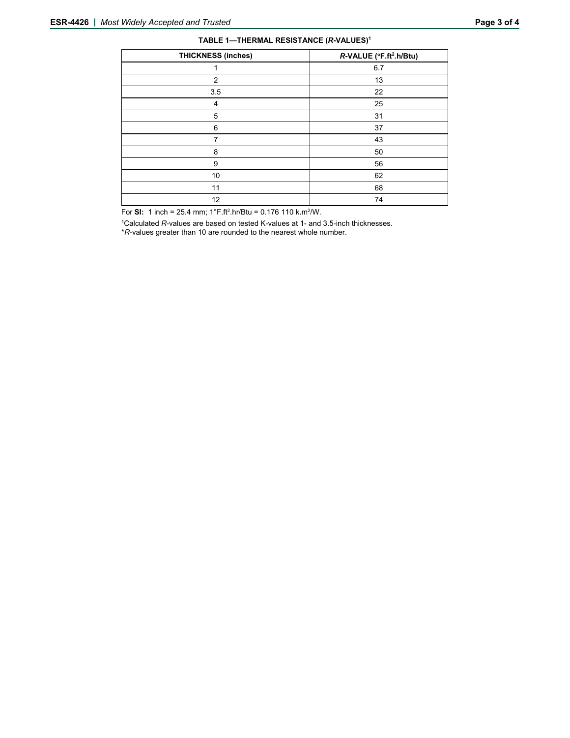**TABLE 1—THERMAL RESISTANCE (*R*-VALUES)[1]**

| THICKNESS (inches) | *R*-VALUE (°F.ft$^2$.h/Btu) |
|---|---|
| 1 | 6.7 |
| 2 | 13 |
| 3.5 | 22 |
| 4 | 25 |
| 5 | 31 |
| 6 | 37 |
| 7 | 43 |
| 8 | 50 |
| 9 | 56 |
| 10 | 62 |
| 11 | 68 |
| 12 | 74 |

For **SI:** 1 inch = 25.4 mm; 1°F.ft$^2$.hr/Btu = 0.176 110 k.m$^2$/W.

[1]Calculated *R*-values are based on tested K-values at 1- and 3.5-inch thicknesses.
**R*-values greater than 10 are rounded to the nearest whole number.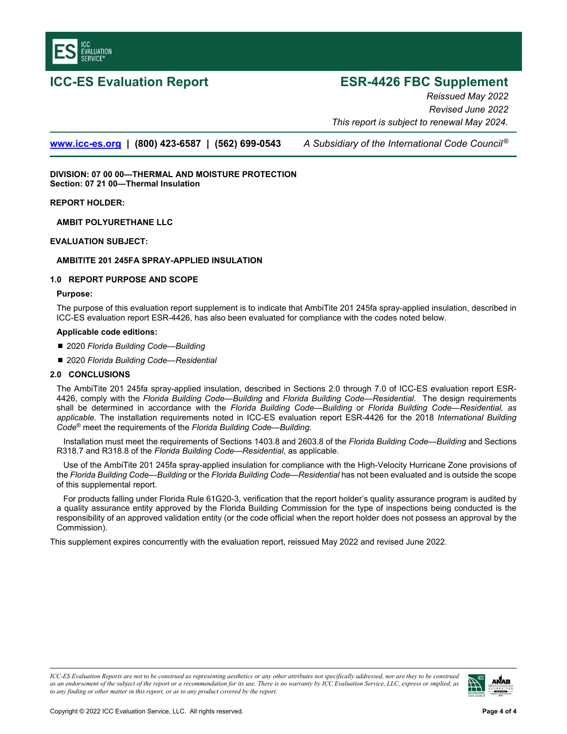# ICC-ES Evaluation Report

# ESR-4426 FBC Supplement

*Reissued May 2022*
*Revised June 2022*
*This report is subject to renewal May 2024.*

www.icc-es.org | (800) 423-6587 | (562) 699-0543 *A Subsidiary of the International Code Council®*

**DIVISION: 07 00 00—THERMAL AND MOISTURE PROTECTION**
**Section: 07 21 00—Thermal Insulation**

**REPORT HOLDER:**

**AMBIT POLYURETHANE LLC**

**EVALUATION SUBJECT:**

**AMBITITE 201 245FA SPRAY-APPLIED INSULATION**

## 1.0 REPORT PURPOSE AND SCOPE

**Purpose:**

The purpose of this evaluation report supplement is to indicate that AmbiTite 201 245fa spray-applied insulation, described in ICC-ES evaluation report ESR-4426, has also been evaluated for compliance with the codes noted below.

**Applicable code editions:**

- 2020 *Florida Building Code—Building*
- 2020 *Florida Building Code—Residential*

## 2.0 CONCLUSIONS

The AmbiTite 201 245fa spray-applied insulation, described in Sections 2.0 through 7.0 of ICC-ES evaluation report ESR-4426, comply with the *Florida Building Code—Building* and *Florida Building Code—Residential*. The design requirements shall be determined in accordance with the *Florida Building Code—Building* or *Florida Building Code—Residential, as applicable.* The installation requirements noted in ICC-ES evaluation report ESR-4426 for the 2018 *International Building Code®* meet the requirements of the *Florida Building Code—Building.*

Installation must meet the requirements of Sections 1403.8 and 2603.8 of the *Florida Building Code—Building* and Sections R318.7 and R318.8 of the *Florida Building Code—Residential*, as applicable.

Use of the AmbiTite 201 245fa spray-applied insulation for compliance with the High-Velocity Hurricane Zone provisions of the *Florida Building Code—Building* or the *Florida Building Code—Residential* has not been evaluated and is outside the scope of this supplemental report.

For products falling under Florida Rule 61G20-3, verification that the report holder's quality assurance program is audited by a quality assurance entity approved by the Florida Building Commission for the type of inspections being conducted is the responsibility of an approved validation entity (or the code official when the report holder does not possess an approval by the Commission).

This supplement expires concurrently with the evaluation report, reissued May 2022 and revised June 2022.

*ICC-ES Evaluation Reports are not to be construed as representing aesthetics or any other attributes not specifically addressed, nor are they to be construed as an endorsement of the subject of the report or a recommendation for its use. There is no warranty by ICC Evaluation Service, LLC, express or implied, as to any finding or other matter in this report, or as to any product covered by the report.*

Copyright © 2022 ICC Evaluation Service, LLC. All rights reserved.